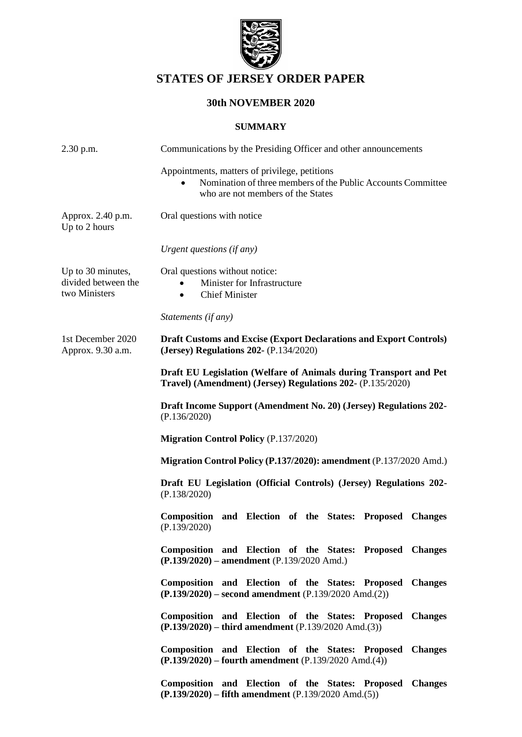# STATES OF JERSEY ORDER PAPER

## 30th NOVEMBER 2020

### SUMMARY

| | |
|---|---|
| 2.30 p.m. | Communications by the Presiding Officer and other announcements |
| | Appointments, matters of privilege, petitions<br>• Nomination of three members of the Public Accounts Committee who are not members of the States |
| Approx. 2.40 p.m.<br>Up to 2 hours | Oral questions with notice |
| | *Urgent questions (if any)* |
| Up to 30 minutes, divided between the two Ministers | Oral questions without notice:<br>• Minister for Infrastructure<br>• Chief Minister |
| | *Statements (if any)* |
| 1st December 2020<br>Approx. 9.30 a.m. | **Draft Customs and Excise (Export Declarations and Export Controls) (Jersey) Regulations 202-** (P.134/2020) |
| | **Draft EU Legislation (Welfare of Animals during Transport and Pet Travel) (Amendment) (Jersey) Regulations 202-** (P.135/2020) |
| | **Draft Income Support (Amendment No. 20) (Jersey) Regulations 202-** (P.136/2020) |
| | **Migration Control Policy** (P.137/2020) |
| | **Migration Control Policy (P.137/2020): amendment** (P.137/2020 Amd.) |
| | **Draft EU Legislation (Official Controls) (Jersey) Regulations 202-** (P.138/2020) |
| | **Composition and Election of the States: Proposed Changes** (P.139/2020) |
| | **Composition and Election of the States: Proposed Changes (P.139/2020) – amendment** (P.139/2020 Amd.) |
| | **Composition and Election of the States: Proposed Changes (P.139/2020) – second amendment** (P.139/2020 Amd.(2)) |
| | **Composition and Election of the States: Proposed Changes (P.139/2020) – third amendment** (P.139/2020 Amd.(3)) |
| | **Composition and Election of the States: Proposed Changes (P.139/2020) – fourth amendment** (P.139/2020 Amd.(4)) |
| | **Composition and Election of the States: Proposed Changes (P.139/2020) – fifth amendment** (P.139/2020 Amd.(5)) |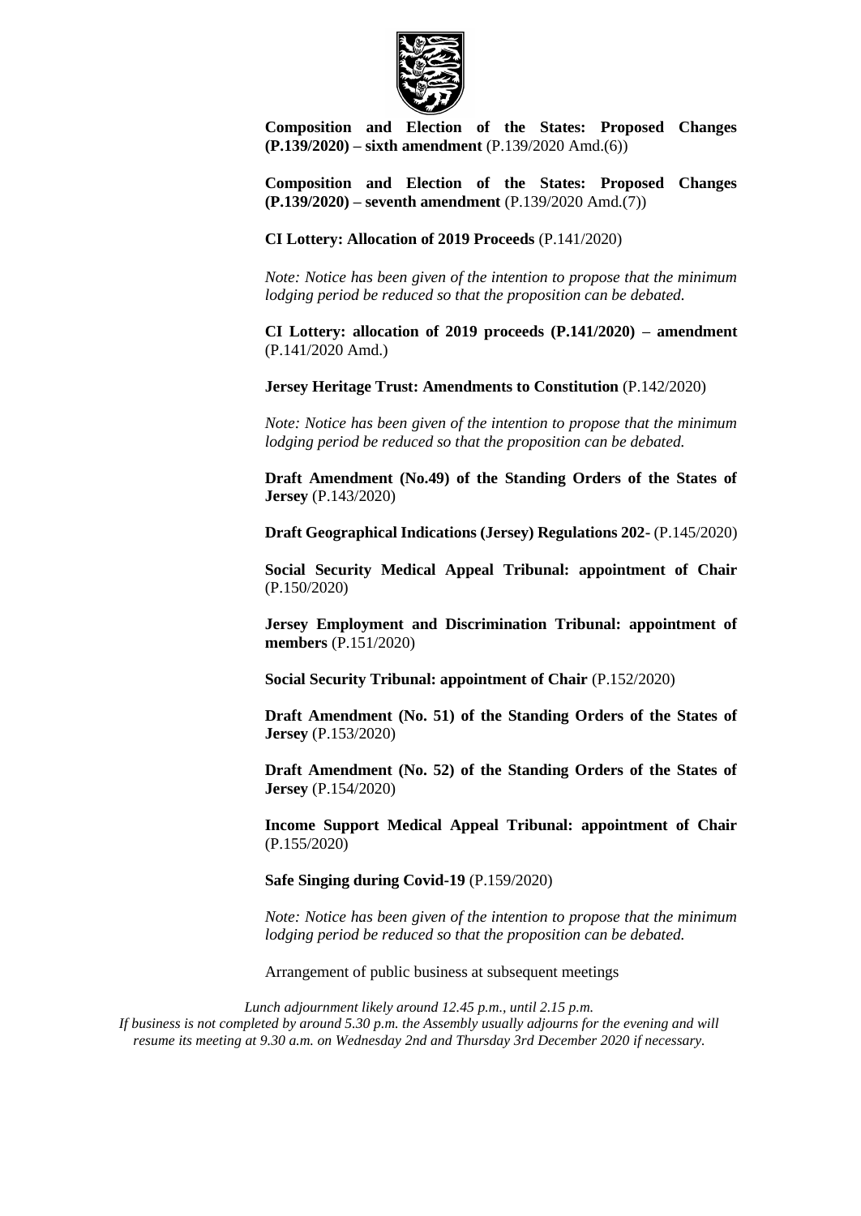**Composition and Election of the States: Proposed Changes (P.139/2020) – sixth amendment** (P.139/2020 Amd.(6))

**Composition and Election of the States: Proposed Changes (P.139/2020) – seventh amendment** (P.139/2020 Amd.(7))

**CI Lottery: Allocation of 2019 Proceeds** (P.141/2020)

*Note: Notice has been given of the intention to propose that the minimum lodging period be reduced so that the proposition can be debated.*

**CI Lottery: allocation of 2019 proceeds (P.141/2020) – amendment** (P.141/2020 Amd.)

**Jersey Heritage Trust: Amendments to Constitution** (P.142/2020)

*Note: Notice has been given of the intention to propose that the minimum lodging period be reduced so that the proposition can be debated.*

**Draft Amendment (No.49) of the Standing Orders of the States of Jersey** (P.143/2020)

**Draft Geographical Indications (Jersey) Regulations 202-** (P.145/2020)

**Social Security Medical Appeal Tribunal: appointment of Chair** (P.150/2020)

**Jersey Employment and Discrimination Tribunal: appointment of members** (P.151/2020)

**Social Security Tribunal: appointment of Chair** (P.152/2020)

**Draft Amendment (No. 51) of the Standing Orders of the States of Jersey** (P.153/2020)

**Draft Amendment (No. 52) of the Standing Orders of the States of Jersey** (P.154/2020)

**Income Support Medical Appeal Tribunal: appointment of Chair** (P.155/2020)

**Safe Singing during Covid-19** (P.159/2020)

*Note: Notice has been given of the intention to propose that the minimum lodging period be reduced so that the proposition can be debated.*

Arrangement of public business at subsequent meetings

*Lunch adjournment likely around 12.45 p.m., until 2.15 p.m.*
*If business is not completed by around 5.30 p.m. the Assembly usually adjourns for the evening and will resume its meeting at 9.30 a.m. on Wednesday 2nd and Thursday 3rd December 2020 if necessary.*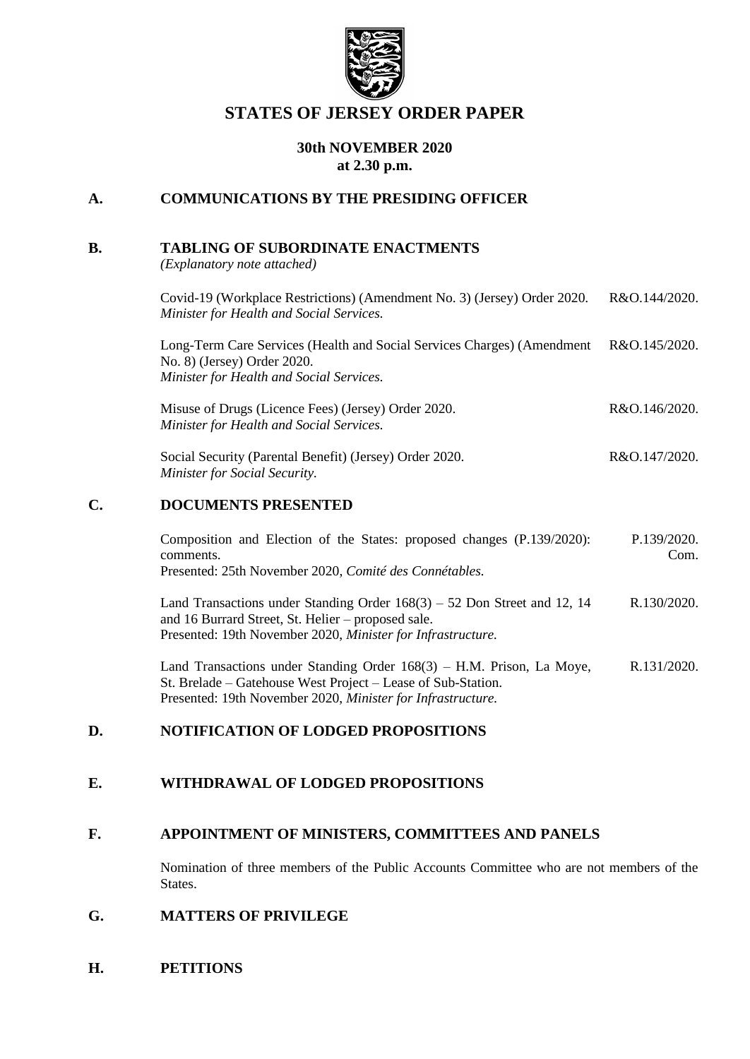# STATES OF JERSEY ORDER PAPER

**30th NOVEMBER 2020**
**at 2.30 p.m.**

## A. COMMUNICATIONS BY THE PRESIDING OFFICER

## B. TABLING OF SUBORDINATE ENACTMENTS

*(Explanatory note attached)*

Covid-19 (Workplace Restrictions) (Amendment No. 3) (Jersey) Order 2020. R&O.144/2020.
*Minister for Health and Social Services.*

Long-Term Care Services (Health and Social Services Charges) (Amendment No. 8) (Jersey) Order 2020. R&O.145/2020.
*Minister for Health and Social Services.*

Misuse of Drugs (Licence Fees) (Jersey) Order 2020. R&O.146/2020.
*Minister for Health and Social Services.*

Social Security (Parental Benefit) (Jersey) Order 2020. R&O.147/2020.
*Minister for Social Security.*

## C. DOCUMENTS PRESENTED

Composition and Election of the States: proposed changes (P.139/2020): comments. P.139/2020. Com.
Presented: 25th November 2020, *Comité des Connétables.*

Land Transactions under Standing Order 168(3) – 52 Don Street and 12, 14 and 16 Burrard Street, St. Helier – proposed sale. R.130/2020.
Presented: 19th November 2020, *Minister for Infrastructure.*

Land Transactions under Standing Order 168(3) – H.M. Prison, La Moye, St. Brelade – Gatehouse West Project – Lease of Sub-Station. R.131/2020.
Presented: 19th November 2020, *Minister for Infrastructure.*

## D. NOTIFICATION OF LODGED PROPOSITIONS

## E. WITHDRAWAL OF LODGED PROPOSITIONS

## F. APPOINTMENT OF MINISTERS, COMMITTEES AND PANELS

Nomination of three members of the Public Accounts Committee who are not members of the States.

## G. MATTERS OF PRIVILEGE

## H. PETITIONS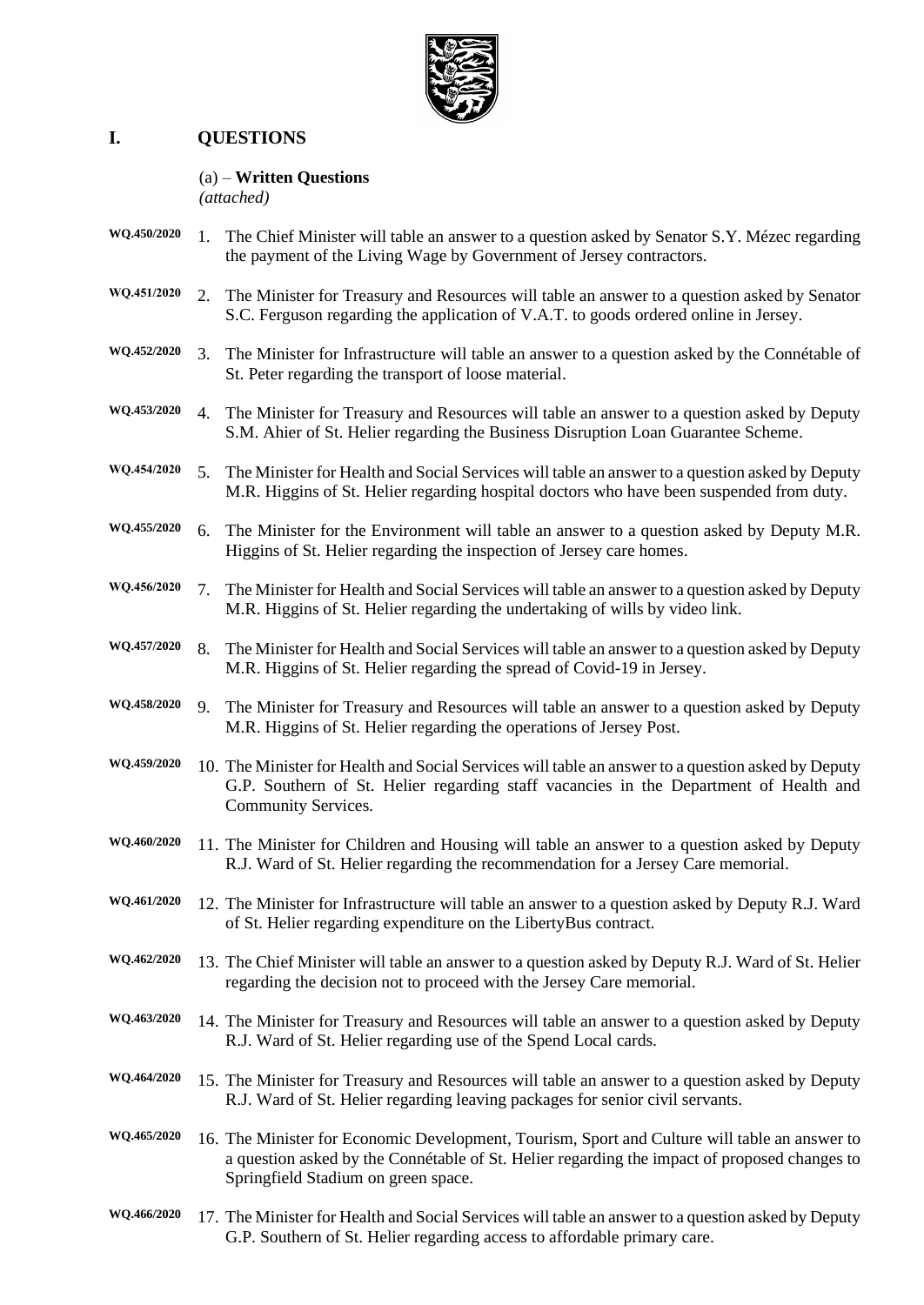# I. QUESTIONS

(a) – **Written Questions**
*(attached)*

**WQ.450/2020** 1. The Chief Minister will table an answer to a question asked by Senator S.Y. Mézec regarding the payment of the Living Wage by Government of Jersey contractors.

**WQ.451/2020** 2. The Minister for Treasury and Resources will table an answer to a question asked by Senator S.C. Ferguson regarding the application of V.A.T. to goods ordered online in Jersey.

**WQ.452/2020** 3. The Minister for Infrastructure will table an answer to a question asked by the Connétable of St. Peter regarding the transport of loose material.

**WQ.453/2020** 4. The Minister for Treasury and Resources will table an answer to a question asked by Deputy S.M. Ahier of St. Helier regarding the Business Disruption Loan Guarantee Scheme.

**WQ.454/2020** 5. The Minister for Health and Social Services will table an answer to a question asked by Deputy M.R. Higgins of St. Helier regarding hospital doctors who have been suspended from duty.

**WQ.455/2020** 6. The Minister for the Environment will table an answer to a question asked by Deputy M.R. Higgins of St. Helier regarding the inspection of Jersey care homes.

**WQ.456/2020** 7. The Minister for Health and Social Services will table an answer to a question asked by Deputy M.R. Higgins of St. Helier regarding the undertaking of wills by video link.

**WQ.457/2020** 8. The Minister for Health and Social Services will table an answer to a question asked by Deputy M.R. Higgins of St. Helier regarding the spread of Covid-19 in Jersey.

**WQ.458/2020** 9. The Minister for Treasury and Resources will table an answer to a question asked by Deputy M.R. Higgins of St. Helier regarding the operations of Jersey Post.

**WQ.459/2020** 10. The Minister for Health and Social Services will table an answer to a question asked by Deputy G.P. Southern of St. Helier regarding staff vacancies in the Department of Health and Community Services.

**WQ.460/2020** 11. The Minister for Children and Housing will table an answer to a question asked by Deputy R.J. Ward of St. Helier regarding the recommendation for a Jersey Care memorial.

**WQ.461/2020** 12. The Minister for Infrastructure will table an answer to a question asked by Deputy R.J. Ward of St. Helier regarding expenditure on the LibertyBus contract.

**WQ.462/2020** 13. The Chief Minister will table an answer to a question asked by Deputy R.J. Ward of St. Helier regarding the decision not to proceed with the Jersey Care memorial.

**WQ.463/2020** 14. The Minister for Treasury and Resources will table an answer to a question asked by Deputy R.J. Ward of St. Helier regarding use of the Spend Local cards.

**WQ.464/2020** 15. The Minister for Treasury and Resources will table an answer to a question asked by Deputy R.J. Ward of St. Helier regarding leaving packages for senior civil servants.

**WQ.465/2020** 16. The Minister for Economic Development, Tourism, Sport and Culture will table an answer to a question asked by the Connétable of St. Helier regarding the impact of proposed changes to Springfield Stadium on green space.

**WQ.466/2020** 17. The Minister for Health and Social Services will table an answer to a question asked by Deputy G.P. Southern of St. Helier regarding access to affordable primary care.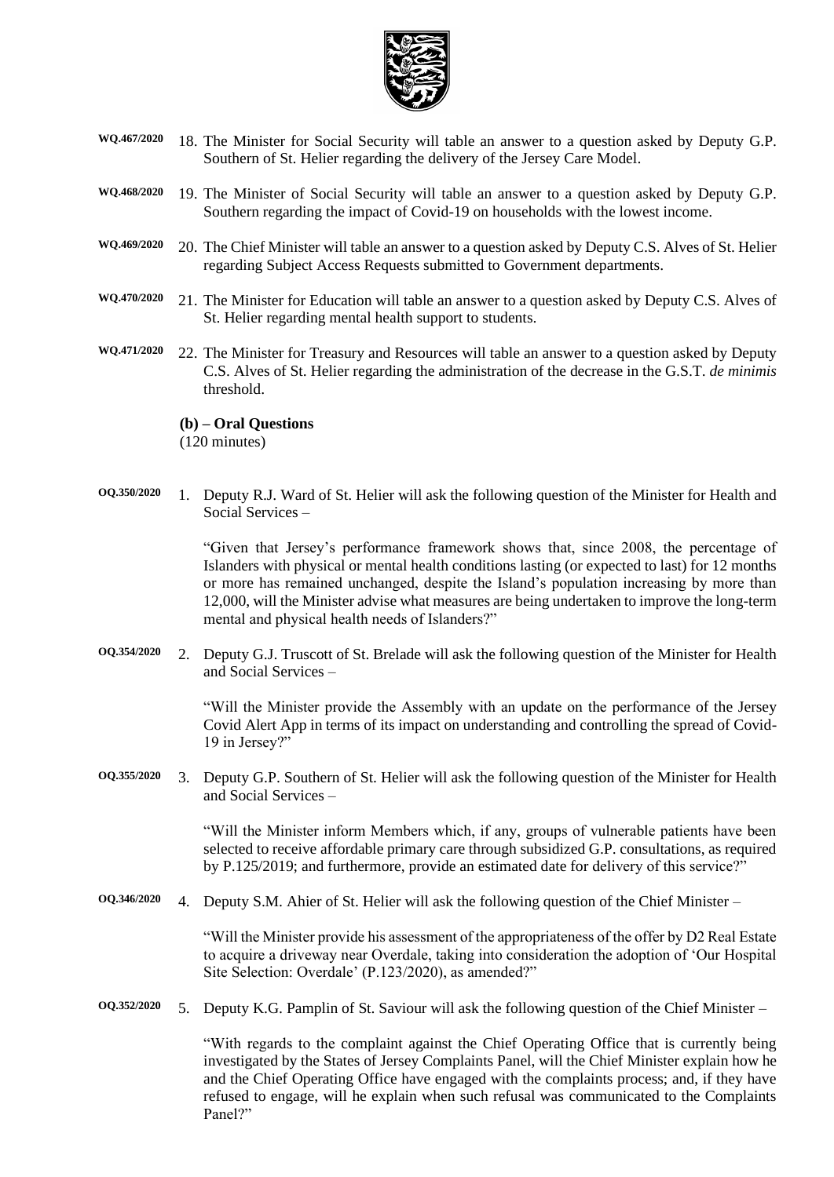WQ.467/2020 18. The Minister for Social Security will table an answer to a question asked by Deputy G.P. Southern of St. Helier regarding the delivery of the Jersey Care Model.

WQ.468/2020 19. The Minister of Social Security will table an answer to a question asked by Deputy G.P. Southern regarding the impact of Covid-19 on households with the lowest income.

WQ.469/2020 20. The Chief Minister will table an answer to a question asked by Deputy C.S. Alves of St. Helier regarding Subject Access Requests submitted to Government departments.

WQ.470/2020 21. The Minister for Education will table an answer to a question asked by Deputy C.S. Alves of St. Helier regarding mental health support to students.

WQ.471/2020 22. The Minister for Treasury and Resources will table an answer to a question asked by Deputy C.S. Alves of St. Helier regarding the administration of the decrease in the G.S.T. *de minimis* threshold.

**(b) – Oral Questions**
(120 minutes)

OQ.350/2020 1. Deputy R.J. Ward of St. Helier will ask the following question of the Minister for Health and Social Services –

"Given that Jersey's performance framework shows that, since 2008, the percentage of Islanders with physical or mental health conditions lasting (or expected to last) for 12 months or more has remained unchanged, despite the Island's population increasing by more than 12,000, will the Minister advise what measures are being undertaken to improve the long-term mental and physical health needs of Islanders?"

OQ.354/2020 2. Deputy G.J. Truscott of St. Brelade will ask the following question of the Minister for Health and Social Services –

"Will the Minister provide the Assembly with an update on the performance of the Jersey Covid Alert App in terms of its impact on understanding and controlling the spread of Covid-19 in Jersey?"

OQ.355/2020 3. Deputy G.P. Southern of St. Helier will ask the following question of the Minister for Health and Social Services –

"Will the Minister inform Members which, if any, groups of vulnerable patients have been selected to receive affordable primary care through subsidized G.P. consultations, as required by P.125/2019; and furthermore, provide an estimated date for delivery of this service?"

OQ.346/2020 4. Deputy S.M. Ahier of St. Helier will ask the following question of the Chief Minister –

"Will the Minister provide his assessment of the appropriateness of the offer by D2 Real Estate to acquire a driveway near Overdale, taking into consideration the adoption of 'Our Hospital Site Selection: Overdale' (P.123/2020), as amended?"

OQ.352/2020 5. Deputy K.G. Pamplin of St. Saviour will ask the following question of the Chief Minister –

"With regards to the complaint against the Chief Operating Office that is currently being investigated by the States of Jersey Complaints Panel, will the Chief Minister explain how he and the Chief Operating Office have engaged with the complaints process; and, if they have refused to engage, will he explain when such refusal was communicated to the Complaints Panel?"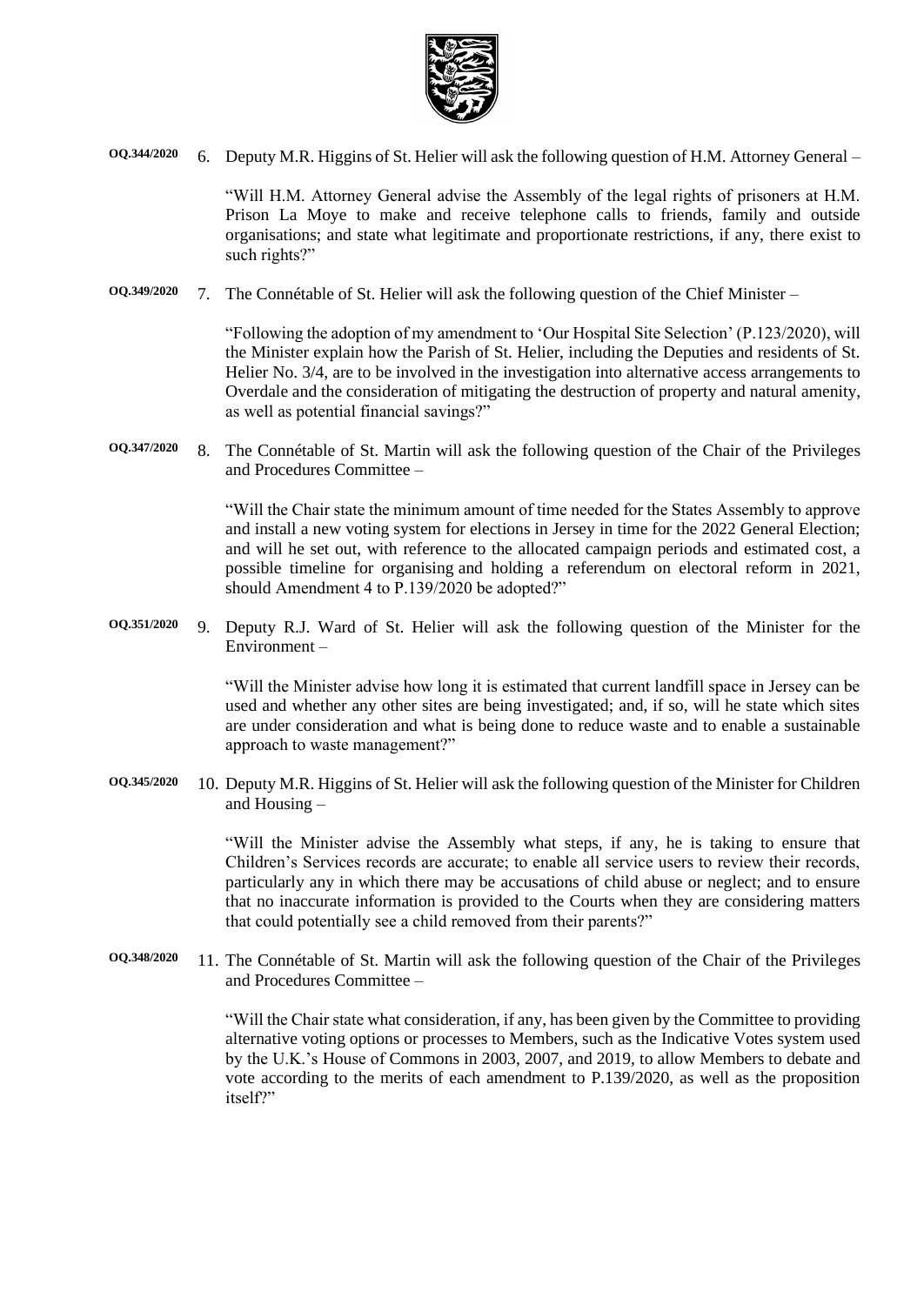**OQ.344/2020** 6. Deputy M.R. Higgins of St. Helier will ask the following question of H.M. Attorney General –

"Will H.M. Attorney General advise the Assembly of the legal rights of prisoners at H.M. Prison La Moye to make and receive telephone calls to friends, family and outside organisations; and state what legitimate and proportionate restrictions, if any, there exist to such rights?"

**OQ.349/2020** 7. The Connétable of St. Helier will ask the following question of the Chief Minister –

"Following the adoption of my amendment to 'Our Hospital Site Selection' (P.123/2020), will the Minister explain how the Parish of St. Helier, including the Deputies and residents of St. Helier No. 3/4, are to be involved in the investigation into alternative access arrangements to Overdale and the consideration of mitigating the destruction of property and natural amenity, as well as potential financial savings?"

**OQ.347/2020** 8. The Connétable of St. Martin will ask the following question of the Chair of the Privileges and Procedures Committee –

"Will the Chair state the minimum amount of time needed for the States Assembly to approve and install a new voting system for elections in Jersey in time for the 2022 General Election; and will he set out, with reference to the allocated campaign periods and estimated cost, a possible timeline for organising and holding a referendum on electoral reform in 2021, should Amendment 4 to P.139/2020 be adopted?"

**OQ.351/2020** 9. Deputy R.J. Ward of St. Helier will ask the following question of the Minister for the Environment –

"Will the Minister advise how long it is estimated that current landfill space in Jersey can be used and whether any other sites are being investigated; and, if so, will he state which sites are under consideration and what is being done to reduce waste and to enable a sustainable approach to waste management?"

**OQ.345/2020** 10. Deputy M.R. Higgins of St. Helier will ask the following question of the Minister for Children and Housing –

"Will the Minister advise the Assembly what steps, if any, he is taking to ensure that Children's Services records are accurate; to enable all service users to review their records, particularly any in which there may be accusations of child abuse or neglect; and to ensure that no inaccurate information is provided to the Courts when they are considering matters that could potentially see a child removed from their parents?"

**OQ.348/2020** 11. The Connétable of St. Martin will ask the following question of the Chair of the Privileges and Procedures Committee –

"Will the Chair state what consideration, if any, has been given by the Committee to providing alternative voting options or processes to Members, such as the Indicative Votes system used by the U.K.'s House of Commons in 2003, 2007, and 2019, to allow Members to debate and vote according to the merits of each amendment to P.139/2020, as well as the proposition itself?"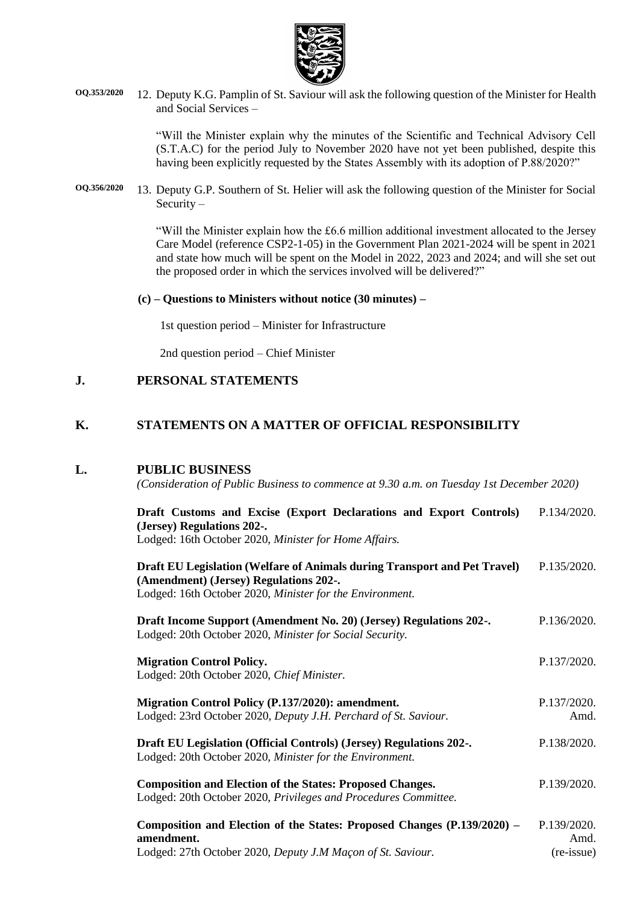OQ.353/2020 12. Deputy K.G. Pamplin of St. Saviour will ask the following question of the Minister for Health and Social Services –

"Will the Minister explain why the minutes of the Scientific and Technical Advisory Cell (S.T.A.C) for the period July to November 2020 have not yet been published, despite this having been explicitly requested by the States Assembly with its adoption of P.88/2020?"

OQ.356/2020 13. Deputy G.P. Southern of St. Helier will ask the following question of the Minister for Social Security –

"Will the Minister explain how the £6.6 million additional investment allocated to the Jersey Care Model (reference CSP2-1-05) in the Government Plan 2021-2024 will be spent in 2021 and state how much will be spent on the Model in 2022, 2023 and 2024; and will she set out the proposed order in which the services involved will be delivered?"

**(c) – Questions to Ministers without notice (30 minutes) –**

1st question period – Minister for Infrastructure

2nd question period – Chief Minister

## J. PERSONAL STATEMENTS

## K. STATEMENTS ON A MATTER OF OFFICIAL RESPONSIBILITY

## L. PUBLIC BUSINESS

*(Consideration of Public Business to commence at 9.30 a.m. on Tuesday 1st December 2020)*

**Draft Customs and Excise (Export Declarations and Export Controls) (Jersey) Regulations 202-.** P.134/2020.
Lodged: 16th October 2020, *Minister for Home Affairs.*

**Draft EU Legislation (Welfare of Animals during Transport and Pet Travel) (Amendment) (Jersey) Regulations 202-.** P.135/2020.
Lodged: 16th October 2020, *Minister for the Environment.*

**Draft Income Support (Amendment No. 20) (Jersey) Regulations 202-.** P.136/2020.
Lodged: 20th October 2020, *Minister for Social Security.*

**Migration Control Policy.** P.137/2020.
Lodged: 20th October 2020, *Chief Minister.*

**Migration Control Policy (P.137/2020): amendment.** P.137/2020. Amd.
Lodged: 23rd October 2020, *Deputy J.H. Perchard of St. Saviour.*

**Draft EU Legislation (Official Controls) (Jersey) Regulations 202-.** P.138/2020.
Lodged: 20th October 2020, *Minister for the Environment.*

**Composition and Election of the States: Proposed Changes.** P.139/2020.
Lodged: 20th October 2020, *Privileges and Procedures Committee.*

**Composition and Election of the States: Proposed Changes (P.139/2020) – amendment.** P.139/2020. Amd. (re-issue)
Lodged: 27th October 2020, *Deputy J.M Maçon of St. Saviour.*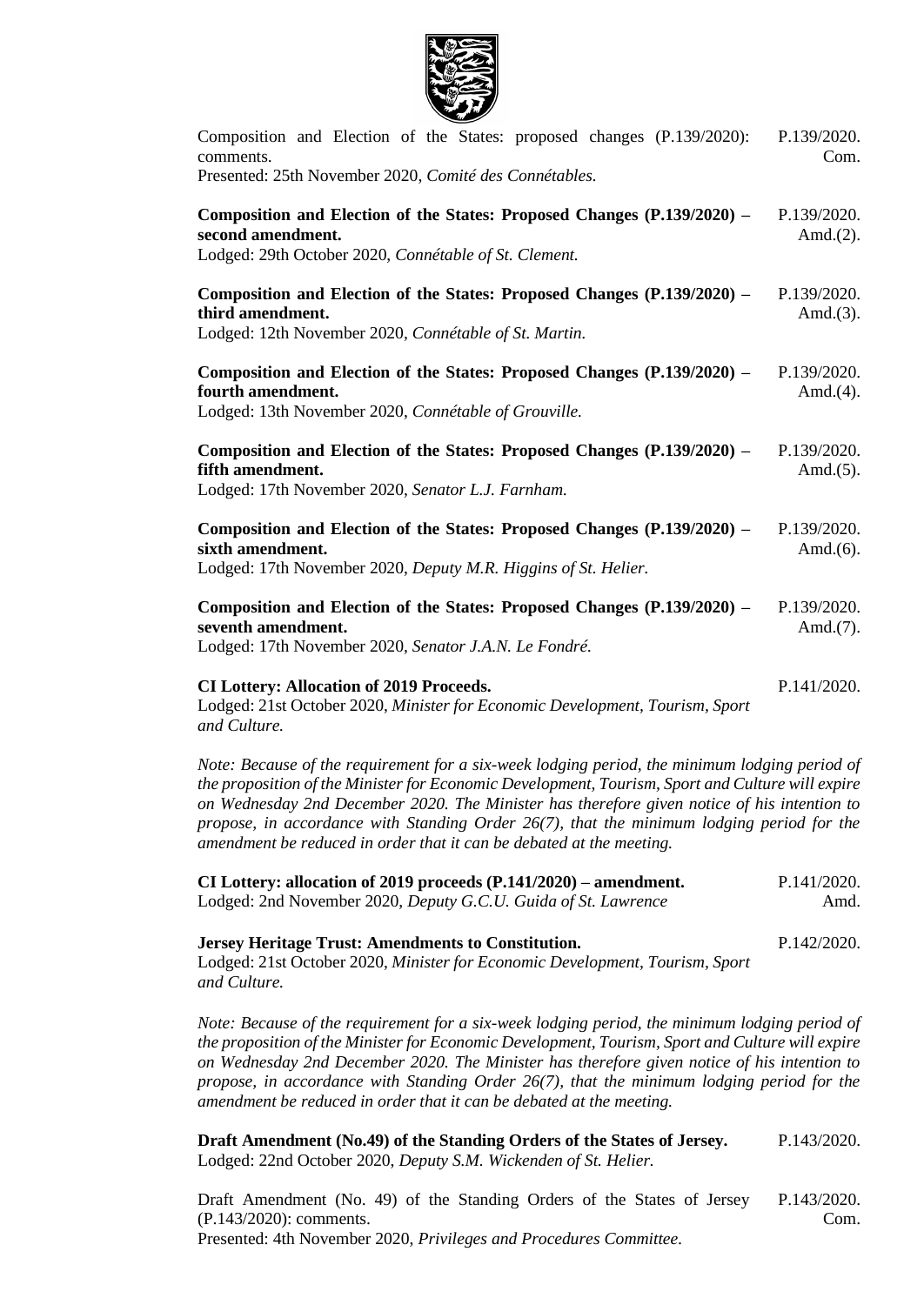Composition and Election of the States: proposed changes (P.139/2020): comments. P.139/2020. Com.
Presented: 25th November 2020, *Comité des Connétables.*

**Composition and Election of the States: Proposed Changes (P.139/2020) – second amendment.** P.139/2020. Amd.(2).
Lodged: 29th October 2020, *Connétable of St. Clement.*

**Composition and Election of the States: Proposed Changes (P.139/2020) – third amendment.** P.139/2020. Amd.(3).
Lodged: 12th November 2020, *Connétable of St. Martin.*

**Composition and Election of the States: Proposed Changes (P.139/2020) – fourth amendment.** P.139/2020. Amd.(4).
Lodged: 13th November 2020, *Connétable of Grouville.*

**Composition and Election of the States: Proposed Changes (P.139/2020) – fifth amendment.** P.139/2020. Amd.(5).
Lodged: 17th November 2020, *Senator L.J. Farnham.*

**Composition and Election of the States: Proposed Changes (P.139/2020) – sixth amendment.** P.139/2020. Amd.(6).
Lodged: 17th November 2020, *Deputy M.R. Higgins of St. Helier.*

**Composition and Election of the States: Proposed Changes (P.139/2020) – seventh amendment.** P.139/2020. Amd.(7).
Lodged: 17th November 2020, *Senator J.A.N. Le Fondré.*

**CI Lottery: Allocation of 2019 Proceeds.** P.141/2020.
Lodged: 21st October 2020, *Minister for Economic Development, Tourism, Sport and Culture.*

*Note: Because of the requirement for a six-week lodging period, the minimum lodging period of the proposition of the Minister for Economic Development, Tourism, Sport and Culture will expire on Wednesday 2nd December 2020. The Minister has therefore given notice of his intention to propose, in accordance with Standing Order 26(7), that the minimum lodging period for the amendment be reduced in order that it can be debated at the meeting.*

**CI Lottery: allocation of 2019 proceeds (P.141/2020) – amendment.** P.141/2020. Amd.
Lodged: 2nd November 2020, *Deputy G.C.U. Guida of St. Lawrence*

**Jersey Heritage Trust: Amendments to Constitution.** P.142/2020.
Lodged: 21st October 2020, *Minister for Economic Development, Tourism, Sport and Culture.*

*Note: Because of the requirement for a six-week lodging period, the minimum lodging period of the proposition of the Minister for Economic Development, Tourism, Sport and Culture will expire on Wednesday 2nd December 2020. The Minister has therefore given notice of his intention to propose, in accordance with Standing Order 26(7), that the minimum lodging period for the amendment be reduced in order that it can be debated at the meeting.*

**Draft Amendment (No.49) of the Standing Orders of the States of Jersey.** P.143/2020.
Lodged: 22nd October 2020, *Deputy S.M. Wickenden of St. Helier.*

Draft Amendment (No. 49) of the Standing Orders of the States of Jersey (P.143/2020): comments. P.143/2020. Com.
Presented: 4th November 2020, *Privileges and Procedures Committee.*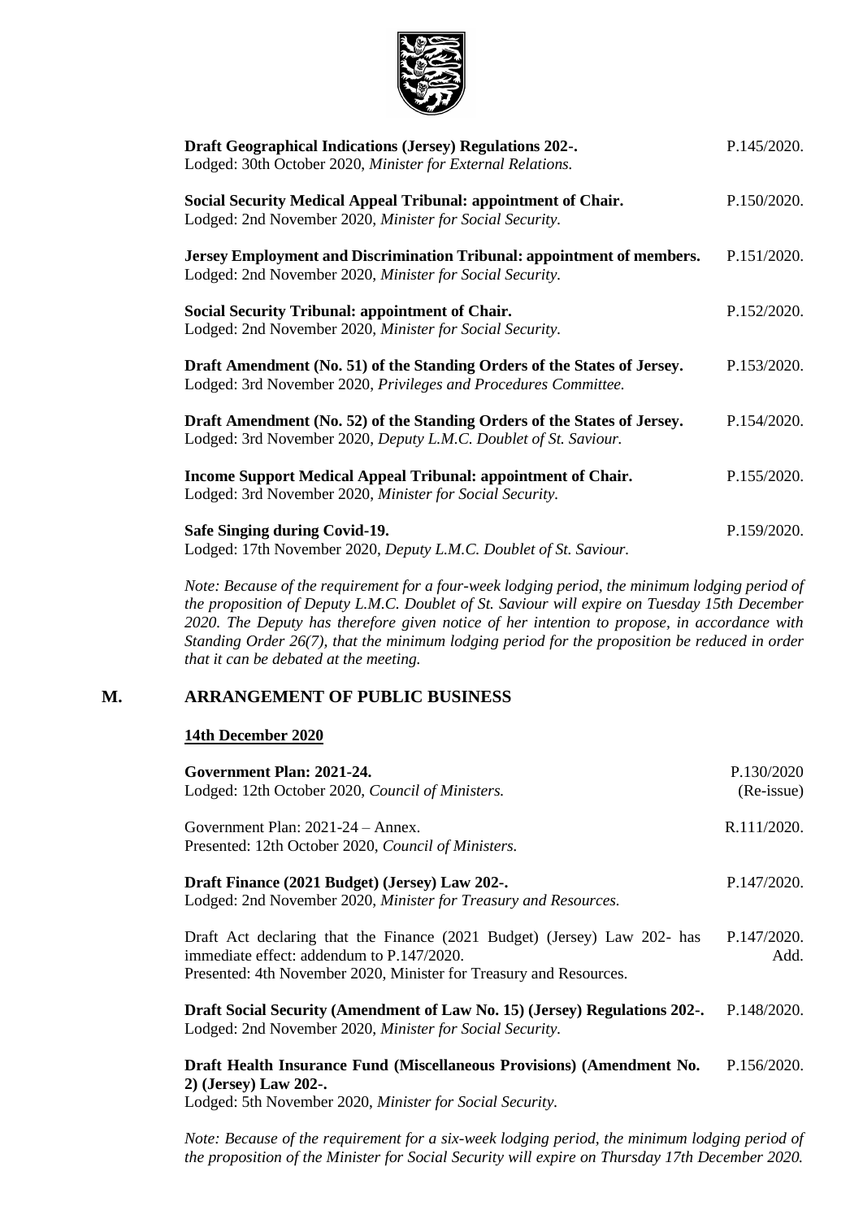**Draft Geographical Indications (Jersey) Regulations 202-.** P.145/2020.
Lodged: 30th October 2020, *Minister for External Relations.*

**Social Security Medical Appeal Tribunal: appointment of Chair.** P.150/2020.
Lodged: 2nd November 2020, *Minister for Social Security.*

**Jersey Employment and Discrimination Tribunal: appointment of members.** P.151/2020.
Lodged: 2nd November 2020, *Minister for Social Security.*

**Social Security Tribunal: appointment of Chair.** P.152/2020.
Lodged: 2nd November 2020, *Minister for Social Security.*

**Draft Amendment (No. 51) of the Standing Orders of the States of Jersey.** P.153/2020.
Lodged: 3rd November 2020, *Privileges and Procedures Committee.*

**Draft Amendment (No. 52) of the Standing Orders of the States of Jersey.** P.154/2020.
Lodged: 3rd November 2020, *Deputy L.M.C. Doublet of St. Saviour.*

**Income Support Medical Appeal Tribunal: appointment of Chair.** P.155/2020.
Lodged: 3rd November 2020, *Minister for Social Security.*

**Safe Singing during Covid-19.** P.159/2020.
Lodged: 17th November 2020, *Deputy L.M.C. Doublet of St. Saviour.*

*Note: Because of the requirement for a four-week lodging period, the minimum lodging period of the proposition of Deputy L.M.C. Doublet of St. Saviour will expire on Tuesday 15th December 2020. The Deputy has therefore given notice of her intention to propose, in accordance with Standing Order 26(7), that the minimum lodging period for the proposition be reduced in order that it can be debated at the meeting.*

## M. ARRANGEMENT OF PUBLIC BUSINESS

### 14th December 2020

**Government Plan: 2021-24.** P.130/2020 (Re-issue)
Lodged: 12th October 2020, *Council of Ministers.*

Government Plan: 2021-24 – Annex. R.111/2020.
Presented: 12th October 2020, *Council of Ministers.*

**Draft Finance (2021 Budget) (Jersey) Law 202-.** P.147/2020.
Lodged: 2nd November 2020, *Minister for Treasury and Resources.*

Draft Act declaring that the Finance (2021 Budget) (Jersey) Law 202- has immediate effect: addendum to P.147/2020. P.147/2020. Add.
Presented: 4th November 2020, Minister for Treasury and Resources.

**Draft Social Security (Amendment of Law No. 15) (Jersey) Regulations 202-.** P.148/2020.
Lodged: 2nd November 2020, *Minister for Social Security.*

**Draft Health Insurance Fund (Miscellaneous Provisions) (Amendment No. 2) (Jersey) Law 202-.** P.156/2020.
Lodged: 5th November 2020, *Minister for Social Security.*

*Note: Because of the requirement for a six-week lodging period, the minimum lodging period of the proposition of the Minister for Social Security will expire on Thursday 17th December 2020.*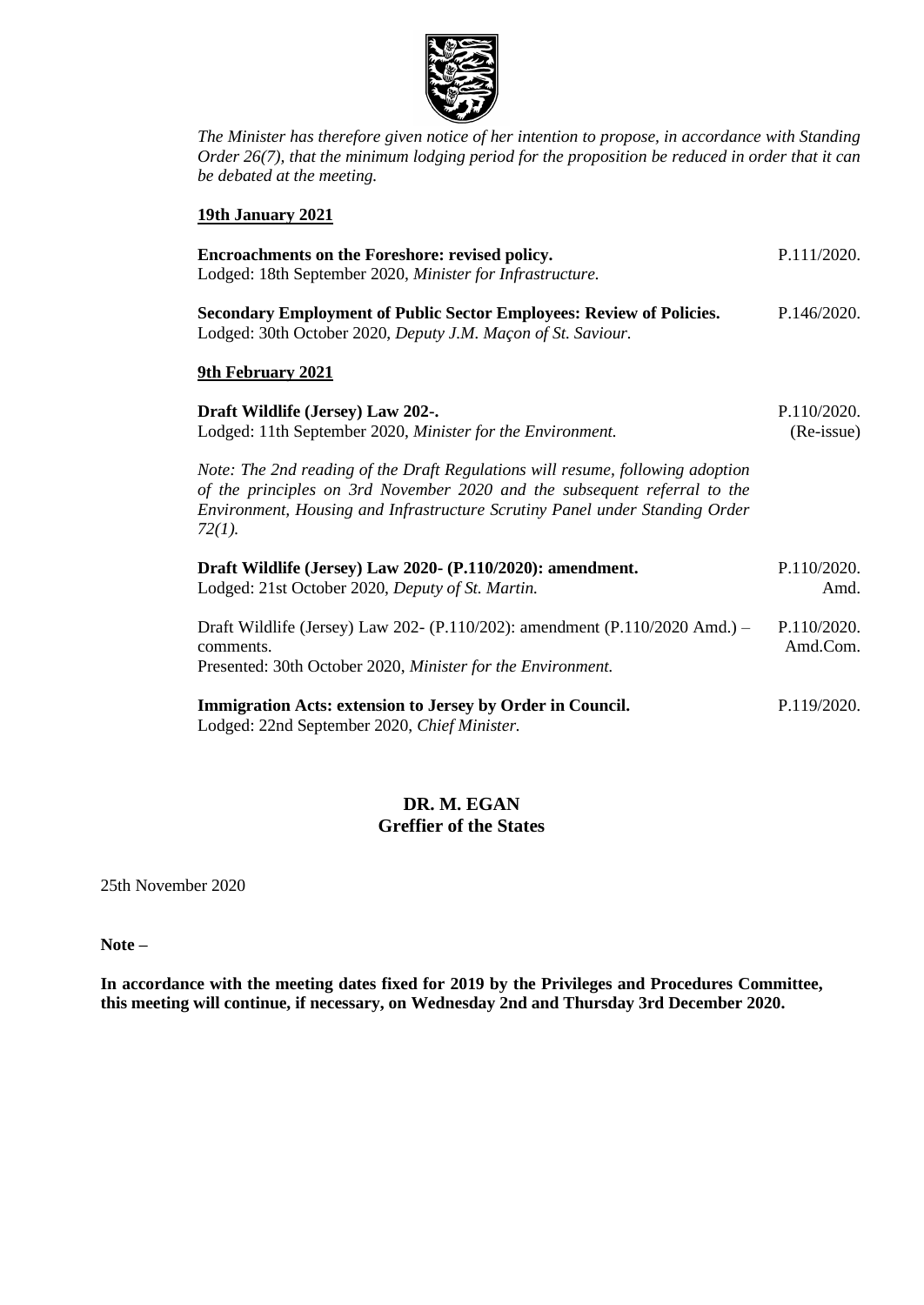*The Minister has therefore given notice of her intention to propose, in accordance with Standing Order 26(7), that the minimum lodging period for the proposition be reduced in order that it can be debated at the meeting.*

**19th January 2021**

**Encroachments on the Foreshore: revised policy.** P.111/2020.
Lodged: 18th September 2020, *Minister for Infrastructure.*

**Secondary Employment of Public Sector Employees: Review of Policies.** P.146/2020.
Lodged: 30th October 2020, *Deputy J.M. Maçon of St. Saviour.*

**9th February 2021**

**Draft Wildlife (Jersey) Law 202-.** P.110/2020. (Re-issue)
Lodged: 11th September 2020, *Minister for the Environment.*

*Note: The 2nd reading of the Draft Regulations will resume, following adoption of the principles on 3rd November 2020 and the subsequent referral to the Environment, Housing and Infrastructure Scrutiny Panel under Standing Order 72(1).*

**Draft Wildlife (Jersey) Law 2020- (P.110/2020): amendment.** P.110/2020. Amd.
Lodged: 21st October 2020, *Deputy of St. Martin.*

Draft Wildlife (Jersey) Law 202- (P.110/202): amendment (P.110/2020 Amd.) – comments. P.110/2020. Amd.Com.
Presented: 30th October 2020, *Minister for the Environment.*

**Immigration Acts: extension to Jersey by Order in Council.** P.119/2020.
Lodged: 22nd September 2020, *Chief Minister.*

**DR. M. EGAN**
**Greffier of the States**

25th November 2020

**Note –**

**In accordance with the meeting dates fixed for 2019 by the Privileges and Procedures Committee, this meeting will continue, if necessary, on Wednesday 2nd and Thursday 3rd December 2020.**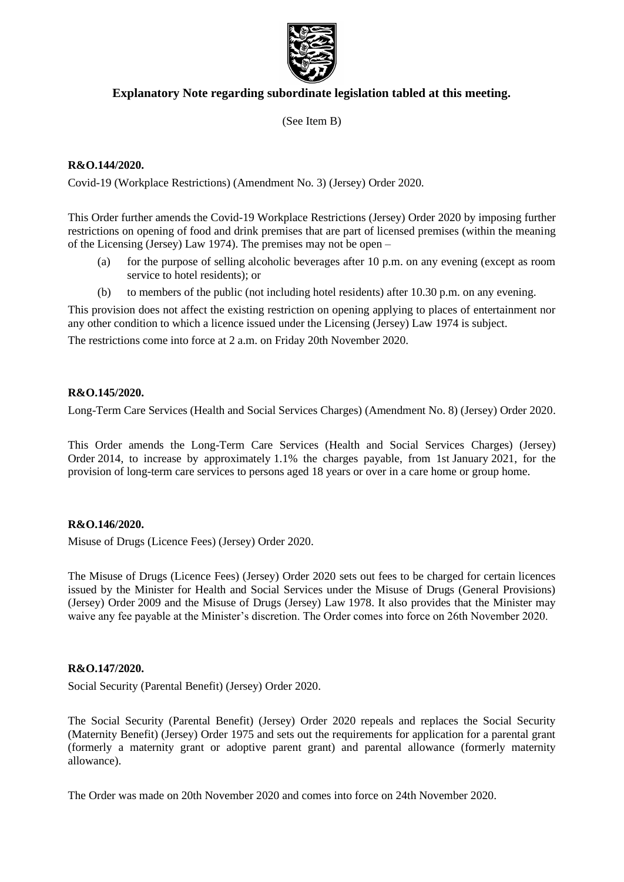## Explanatory Note regarding subordinate legislation tabled at this meeting.

(See Item B)

**R&O.144/2020.**

Covid-19 (Workplace Restrictions) (Amendment No. 3) (Jersey) Order 2020.

This Order further amends the Covid-19 Workplace Restrictions (Jersey) Order 2020 by imposing further restrictions on opening of food and drink premises that are part of licensed premises (within the meaning of the Licensing (Jersey) Law 1974). The premises may not be open –

(a) for the purpose of selling alcoholic beverages after 10 p.m. on any evening (except as room service to hotel residents); or

(b) to members of the public (not including hotel residents) after 10.30 p.m. on any evening.

This provision does not affect the existing restriction on opening applying to places of entertainment nor any other condition to which a licence issued under the Licensing (Jersey) Law 1974 is subject.

The restrictions come into force at 2 a.m. on Friday 20th November 2020.

**R&O.145/2020.**

Long-Term Care Services (Health and Social Services Charges) (Amendment No. 8) (Jersey) Order 2020.

This Order amends the Long-Term Care Services (Health and Social Services Charges) (Jersey) Order 2014, to increase by approximately 1.1% the charges payable, from 1st January 2021, for the provision of long-term care services to persons aged 18 years or over in a care home or group home.

**R&O.146/2020.**

Misuse of Drugs (Licence Fees) (Jersey) Order 2020.

The Misuse of Drugs (Licence Fees) (Jersey) Order 2020 sets out fees to be charged for certain licences issued by the Minister for Health and Social Services under the Misuse of Drugs (General Provisions) (Jersey) Order 2009 and the Misuse of Drugs (Jersey) Law 1978. It also provides that the Minister may waive any fee payable at the Minister's discretion. The Order comes into force on 26th November 2020.

**R&O.147/2020.**

Social Security (Parental Benefit) (Jersey) Order 2020.

The Social Security (Parental Benefit) (Jersey) Order 2020 repeals and replaces the Social Security (Maternity Benefit) (Jersey) Order 1975 and sets out the requirements for application for a parental grant (formerly a maternity grant or adoptive parent grant) and parental allowance (formerly maternity allowance).

The Order was made on 20th November 2020 and comes into force on 24th November 2020.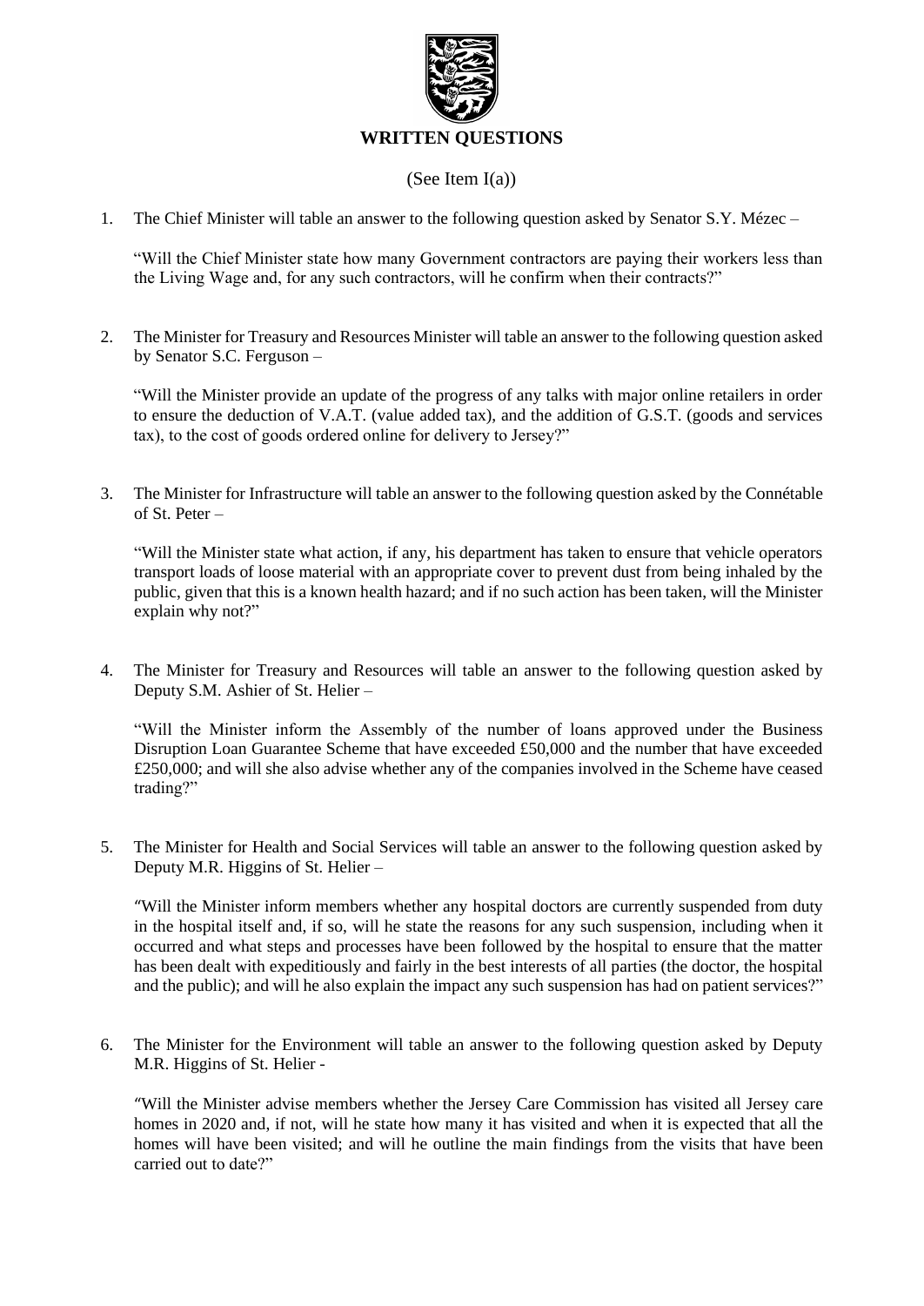# WRITTEN QUESTIONS

(See Item I(a))

1. The Chief Minister will table an answer to the following question asked by Senator S.Y. Mézec –

   "Will the Chief Minister state how many Government contractors are paying their workers less than the Living Wage and, for any such contractors, will he confirm when their contracts?"

2. The Minister for Treasury and Resources Minister will table an answer to the following question asked by Senator S.C. Ferguson –

   "Will the Minister provide an update of the progress of any talks with major online retailers in order to ensure the deduction of V.A.T. (value added tax), and the addition of G.S.T. (goods and services tax), to the cost of goods ordered online for delivery to Jersey?"

3. The Minister for Infrastructure will table an answer to the following question asked by the Connétable of St. Peter –

   "Will the Minister state what action, if any, his department has taken to ensure that vehicle operators transport loads of loose material with an appropriate cover to prevent dust from being inhaled by the public, given that this is a known health hazard; and if no such action has been taken, will the Minister explain why not?"

4. The Minister for Treasury and Resources will table an answer to the following question asked by Deputy S.M. Ashier of St. Helier –

   "Will the Minister inform the Assembly of the number of loans approved under the Business Disruption Loan Guarantee Scheme that have exceeded £50,000 and the number that have exceeded £250,000; and will she also advise whether any of the companies involved in the Scheme have ceased trading?"

5. The Minister for Health and Social Services will table an answer to the following question asked by Deputy M.R. Higgins of St. Helier –

   "Will the Minister inform members whether any hospital doctors are currently suspended from duty in the hospital itself and, if so, will he state the reasons for any such suspension, including when it occurred and what steps and processes have been followed by the hospital to ensure that the matter has been dealt with expeditiously and fairly in the best interests of all parties (the doctor, the hospital and the public); and will he also explain the impact any such suspension has had on patient services?"

6. The Minister for the Environment will table an answer to the following question asked by Deputy M.R. Higgins of St. Helier -

   "Will the Minister advise members whether the Jersey Care Commission has visited all Jersey care homes in 2020 and, if not, will he state how many it has visited and when it is expected that all the homes will have been visited; and will he outline the main findings from the visits that have been carried out to date?"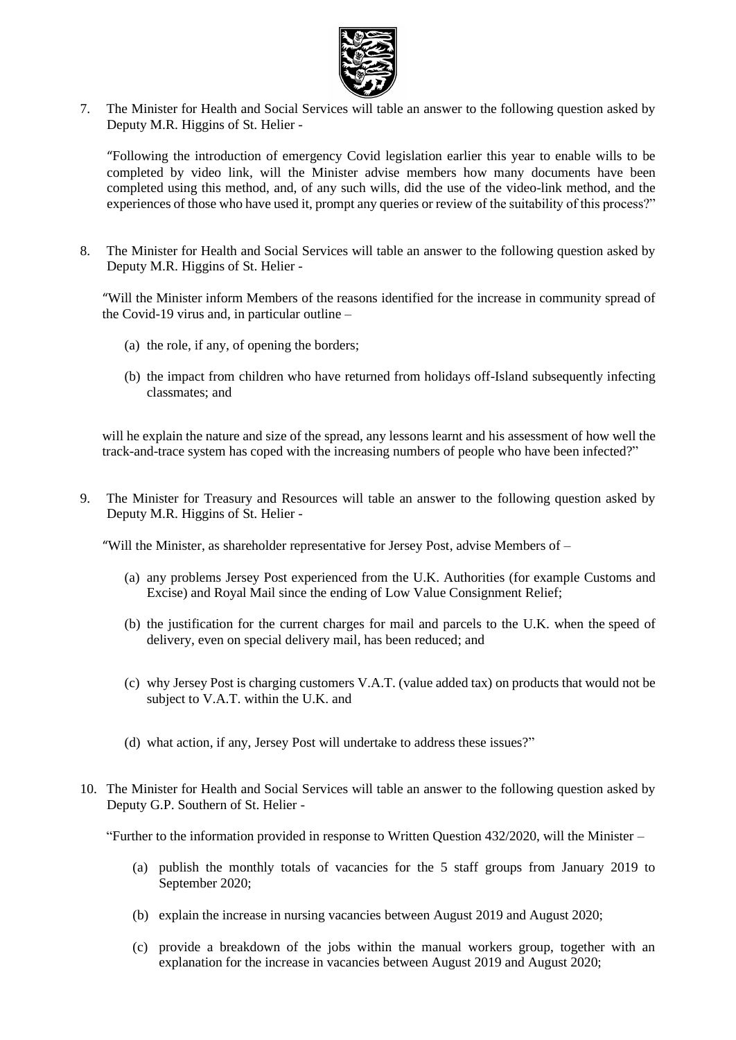7. The Minister for Health and Social Services will table an answer to the following question asked by Deputy M.R. Higgins of St. Helier -

   "Following the introduction of emergency Covid legislation earlier this year to enable wills to be completed by video link, will the Minister advise members how many documents have been completed using this method, and, of any such wills, did the use of the video-link method, and the experiences of those who have used it, prompt any queries or review of the suitability of this process?"

8. The Minister for Health and Social Services will table an answer to the following question asked by Deputy M.R. Higgins of St. Helier -

   "Will the Minister inform Members of the reasons identified for the increase in community spread of the Covid-19 virus and, in particular outline –

   (a) the role, if any, of opening the borders;

   (b) the impact from children who have returned from holidays off-Island subsequently infecting classmates; and

   will he explain the nature and size of the spread, any lessons learnt and his assessment of how well the track-and-trace system has coped with the increasing numbers of people who have been infected?"

9. The Minister for Treasury and Resources will table an answer to the following question asked by Deputy M.R. Higgins of St. Helier -

   "Will the Minister, as shareholder representative for Jersey Post, advise Members of –

   (a) any problems Jersey Post experienced from the U.K. Authorities (for example Customs and Excise) and Royal Mail since the ending of Low Value Consignment Relief;

   (b) the justification for the current charges for mail and parcels to the U.K. when the speed of delivery, even on special delivery mail, has been reduced; and

   (c) why Jersey Post is charging customers V.A.T. (value added tax) on products that would not be subject to V.A.T. within the U.K. and

   (d) what action, if any, Jersey Post will undertake to address these issues?"

10. The Minister for Health and Social Services will table an answer to the following question asked by Deputy G.P. Southern of St. Helier -

   "Further to the information provided in response to Written Question 432/2020, will the Minister –

   (a) publish the monthly totals of vacancies for the 5 staff groups from January 2019 to September 2020;

   (b) explain the increase in nursing vacancies between August 2019 and August 2020;

   (c) provide a breakdown of the jobs within the manual workers group, together with an explanation for the increase in vacancies between August 2019 and August 2020;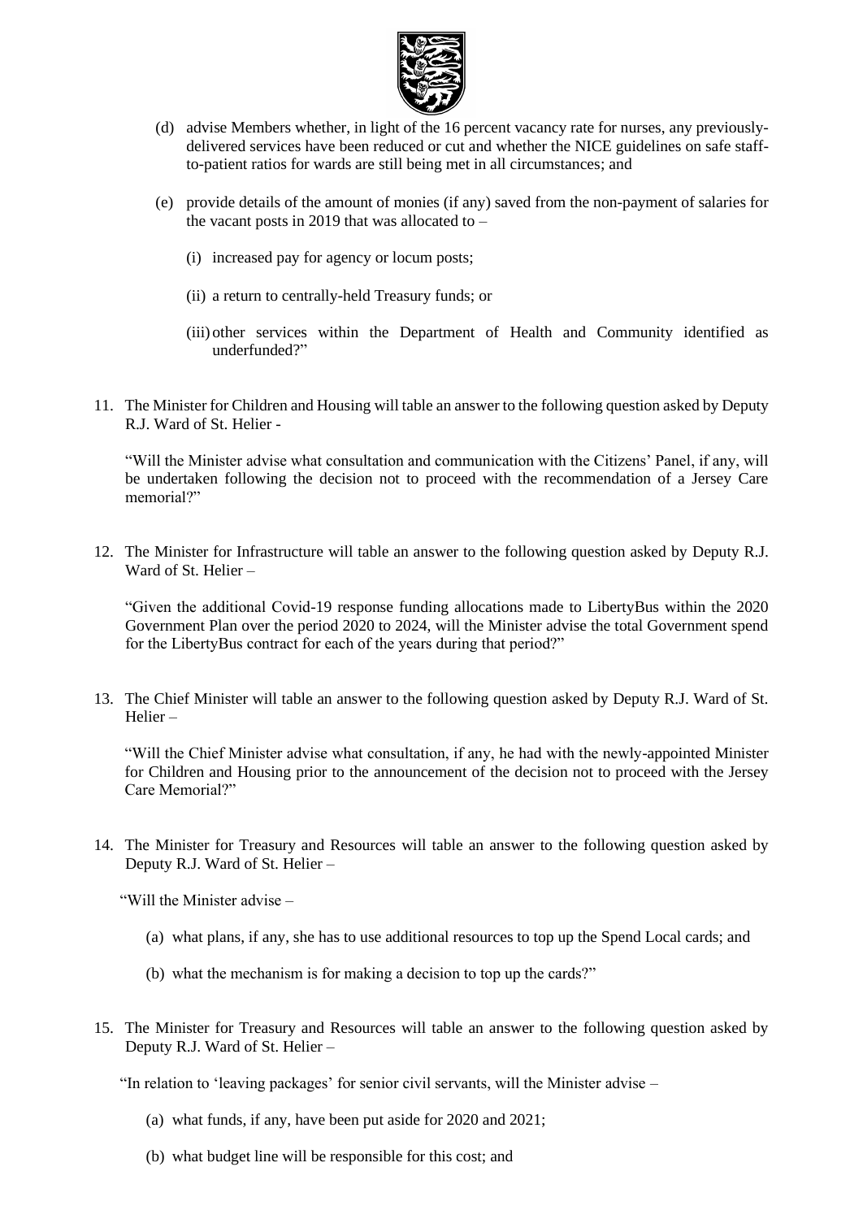(d) advise Members whether, in light of the 16 percent vacancy rate for nurses, any previously-delivered services have been reduced or cut and whether the NICE guidelines on safe staff-to-patient ratios for wards are still being met in all circumstances; and

(e) provide details of the amount of monies (if any) saved from the non-payment of salaries for the vacant posts in 2019 that was allocated to –

(i) increased pay for agency or locum posts;

(ii) a return to centrally-held Treasury funds; or

(iii) other services within the Department of Health and Community identified as underfunded?"

11. The Minister for Children and Housing will table an answer to the following question asked by Deputy R.J. Ward of St. Helier -

"Will the Minister advise what consultation and communication with the Citizens' Panel, if any, will be undertaken following the decision not to proceed with the recommendation of a Jersey Care memorial?"

12. The Minister for Infrastructure will table an answer to the following question asked by Deputy R.J. Ward of St. Helier –

"Given the additional Covid-19 response funding allocations made to LibertyBus within the 2020 Government Plan over the period 2020 to 2024, will the Minister advise the total Government spend for the LibertyBus contract for each of the years during that period?"

13. The Chief Minister will table an answer to the following question asked by Deputy R.J. Ward of St. Helier –

"Will the Chief Minister advise what consultation, if any, he had with the newly-appointed Minister for Children and Housing prior to the announcement of the decision not to proceed with the Jersey Care Memorial?"

14. The Minister for Treasury and Resources will table an answer to the following question asked by Deputy R.J. Ward of St. Helier –

"Will the Minister advise –

(a) what plans, if any, she has to use additional resources to top up the Spend Local cards; and

(b) what the mechanism is for making a decision to top up the cards?"

15. The Minister for Treasury and Resources will table an answer to the following question asked by Deputy R.J. Ward of St. Helier –

"In relation to 'leaving packages' for senior civil servants, will the Minister advise –

(a) what funds, if any, have been put aside for 2020 and 2021;

(b) what budget line will be responsible for this cost; and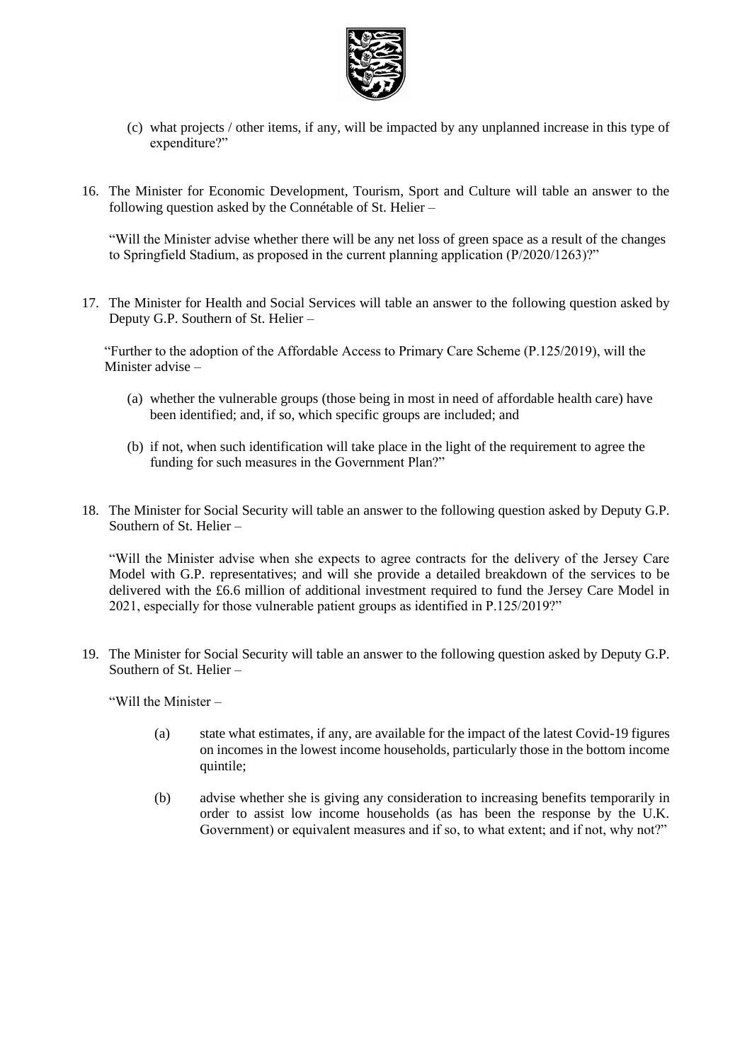(c) what projects / other items, if any, will be impacted by any unplanned increase in this type of expenditure?"

16. The Minister for Economic Development, Tourism, Sport and Culture will table an answer to the following question asked by the Connétable of St. Helier –

    "Will the Minister advise whether there will be any net loss of green space as a result of the changes to Springfield Stadium, as proposed in the current planning application (P/2020/1263)?"

17. The Minister for Health and Social Services will table an answer to the following question asked by Deputy G.P. Southern of St. Helier –

    "Further to the adoption of the Affordable Access to Primary Care Scheme (P.125/2019), will the Minister advise –

    (a) whether the vulnerable groups (those being in most in need of affordable health care) have been identified; and, if so, which specific groups are included; and

    (b) if not, when such identification will take place in the light of the requirement to agree the funding for such measures in the Government Plan?"

18. The Minister for Social Security will table an answer to the following question asked by Deputy G.P. Southern of St. Helier –

    "Will the Minister advise when she expects to agree contracts for the delivery of the Jersey Care Model with G.P. representatives; and will she provide a detailed breakdown of the services to be delivered with the £6.6 million of additional investment required to fund the Jersey Care Model in 2021, especially for those vulnerable patient groups as identified in P.125/2019?"

19. The Minister for Social Security will table an answer to the following question asked by Deputy G.P. Southern of St. Helier –

    "Will the Minister –

    (a) state what estimates, if any, are available for the impact of the latest Covid-19 figures on incomes in the lowest income households, particularly those in the bottom income quintile;

    (b) advise whether she is giving any consideration to increasing benefits temporarily in order to assist low income households (as has been the response by the U.K. Government) or equivalent measures and if so, to what extent; and if not, why not?"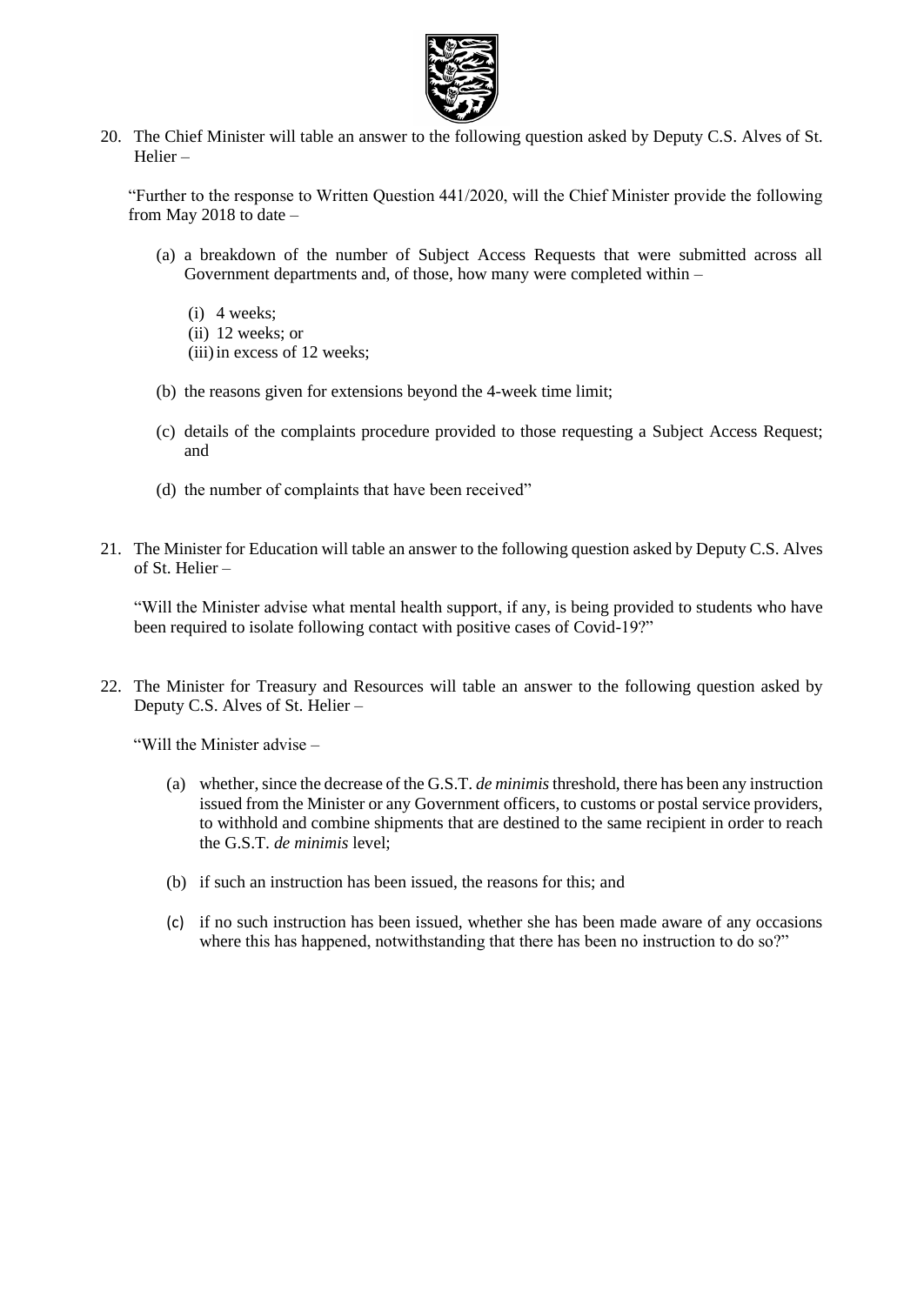20. The Chief Minister will table an answer to the following question asked by Deputy C.S. Alves of St. Helier –

"Further to the response to Written Question 441/2020, will the Chief Minister provide the following from May 2018 to date –

(a) a breakdown of the number of Subject Access Requests that were submitted across all Government departments and, of those, how many were completed within –

(i) 4 weeks;
(ii) 12 weeks; or
(iii) in excess of 12 weeks;

(b) the reasons given for extensions beyond the 4-week time limit;

(c) details of the complaints procedure provided to those requesting a Subject Access Request; and

(d) the number of complaints that have been received"

21. The Minister for Education will table an answer to the following question asked by Deputy C.S. Alves of St. Helier –

"Will the Minister advise what mental health support, if any, is being provided to students who have been required to isolate following contact with positive cases of Covid-19?"

22. The Minister for Treasury and Resources will table an answer to the following question asked by Deputy C.S. Alves of St. Helier –

"Will the Minister advise –

(a) whether, since the decrease of the G.S.T. *de minimis* threshold, there has been any instruction issued from the Minister or any Government officers, to customs or postal service providers, to withhold and combine shipments that are destined to the same recipient in order to reach the G.S.T. *de minimis* level;

(b) if such an instruction has been issued, the reasons for this; and

(c) if no such instruction has been issued, whether she has been made aware of any occasions where this has happened, notwithstanding that there has been no instruction to do so?"